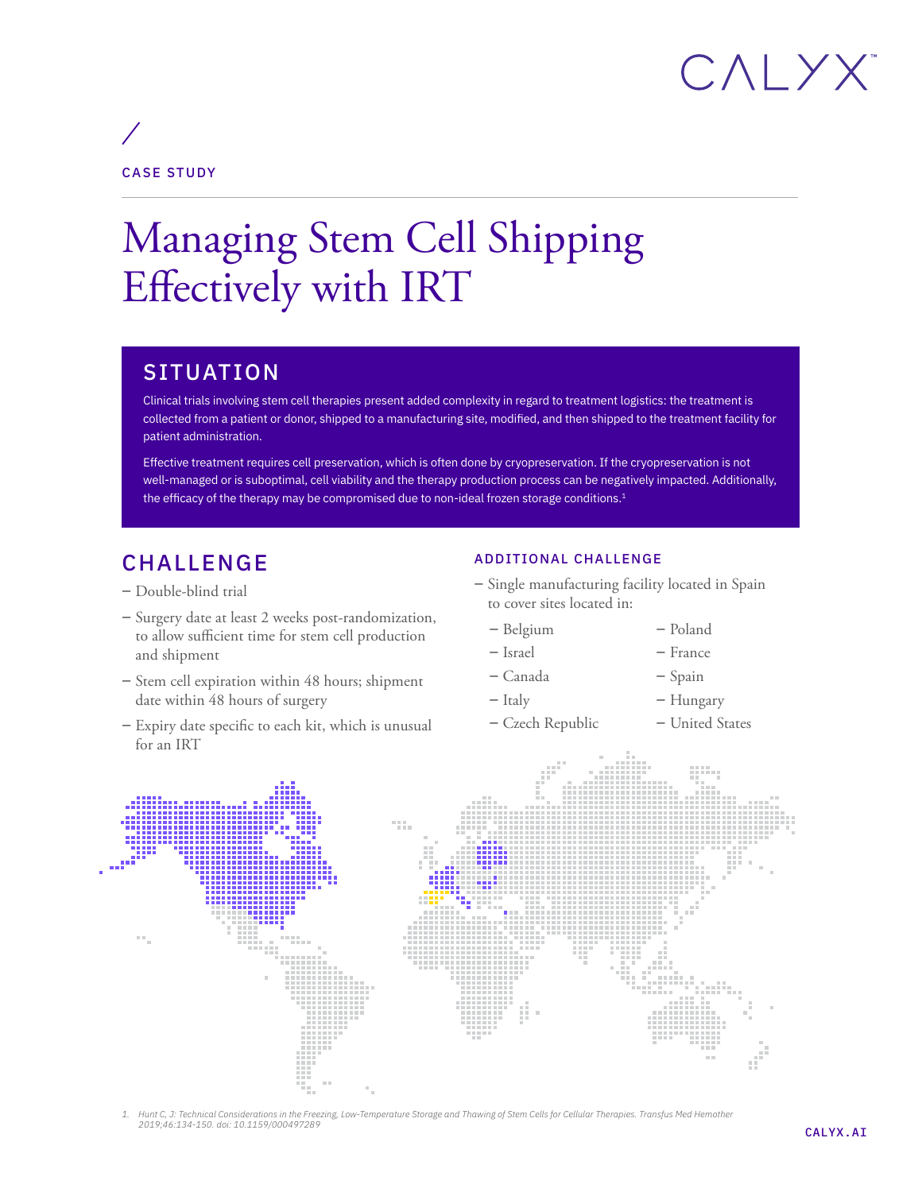CASE STUDY

# Managing Stem Cell Shipping Effectively with IRT

## SITUATION

Clinical trials involving stem cell therapies present added complexity in regard to treatment logistics: the treatment is collected from a patient or donor, shipped to a manufacturing site, modified, and then shipped to the treatment facility for patient administration.

Effective treatment requires cell preservation, which is often done by cryopreservation. If the cryopreservation is not well-managed or is suboptimal, cell viability and the therapy production process can be negatively impacted. Additionally, the efficacy of the therapy may be compromised due to non-ideal frozen storage conditions.[1]

## CHALLENGE

- Double-blind trial
- Surgery date at least 2 weeks post-randomization, to allow sufficient time for stem cell production and shipment
- Stem cell expiration within 48 hours; shipment date within 48 hours of surgery
- Expiry date specific to each kit, which is unusual for an IRT

### ADDITIONAL CHALLENGE

- Single manufacturing facility located in Spain to cover sites located in:
  - Belgium
  - Israel
  - Canada
  - Italy
  - Czech Republic
  - Poland
  - France
  - Spain
  - Hungary
  - United States

1. Hunt C, J: Technical Considerations in the Freezing, Low-Temperature Storage and Thawing of Stem Cells for Cellular Therapies. Transfus Med Hemother 2019;46:134-150. doi: 10.1159/000497289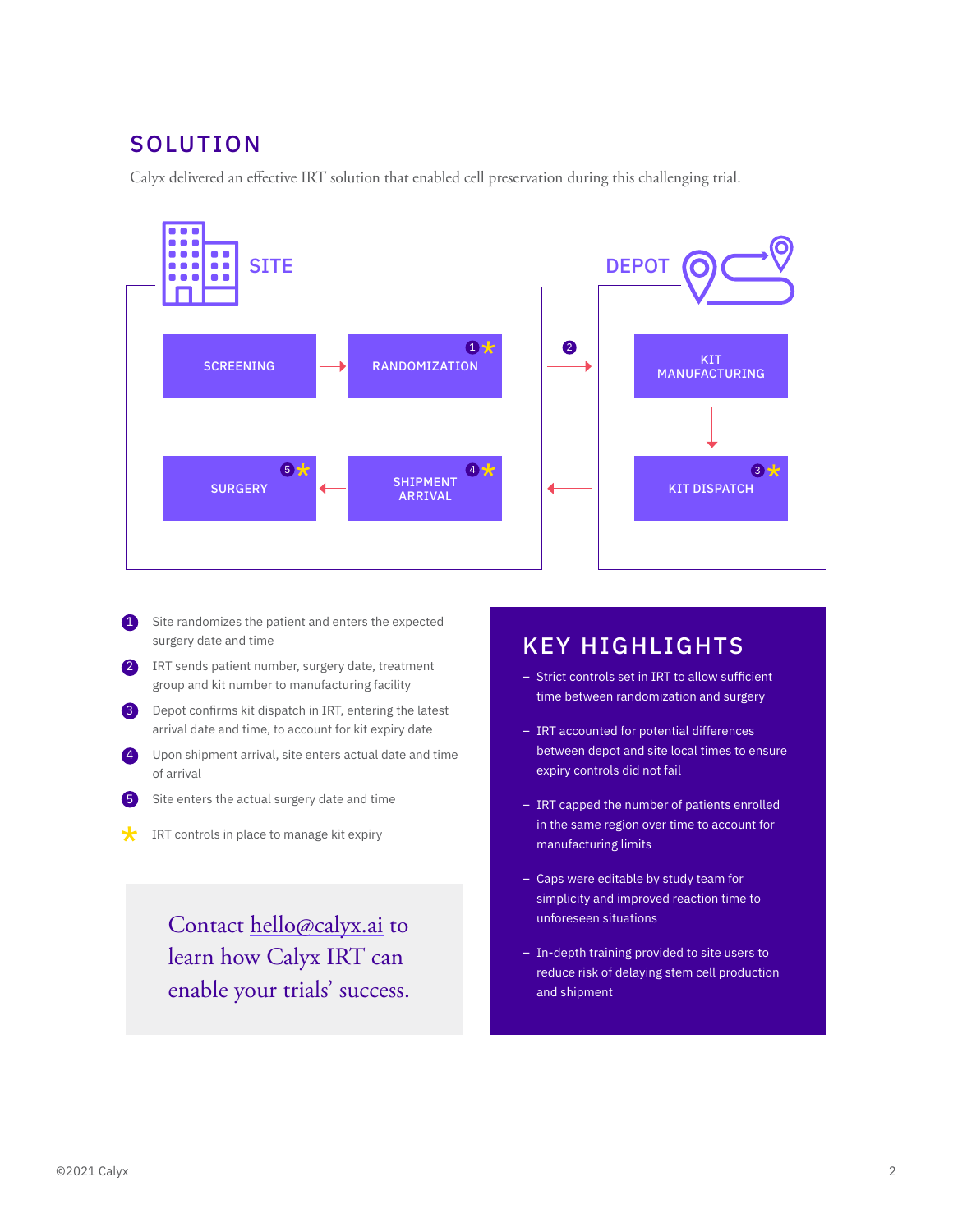# SOLUTION

Calyx delivered an effective IRT solution that enabled cell preservation during this challenging trial.

**SITE**

SCREENING → RANDOMIZATION (1 *)

→ (2)

**DEPOT**

KIT MANUFACTURING → KIT DISPATCH (3 *)

← SHIPMENT ARRIVAL (4 *) → SURGERY (5 *)

1. Site randomizes the patient and enters the expected surgery date and time
2. IRT sends patient number, surgery date, treatment group and kit number to manufacturing facility
3. Depot confirms kit dispatch in IRT, entering the latest arrival date and time, to account for kit expiry date
4. Upon shipment arrival, site enters actual date and time of arrival
5. Site enters the actual surgery date and time

* IRT controls in place to manage kit expiry

Contact hello@calyx.ai to learn how Calyx IRT can enable your trials' success.

## KEY HIGHLIGHTS

- Strict controls set in IRT to allow sufficient time between randomization and surgery
- IRT accounted for potential differences between depot and site local times to ensure expiry controls did not fail
- IRT capped the number of patients enrolled in the same region over time to account for manufacturing limits
- Caps were editable by study team for simplicity and improved reaction time to unforeseen situations
- In-depth training provided to site users to reduce risk of delaying stem cell production and shipment

©2021 Calyx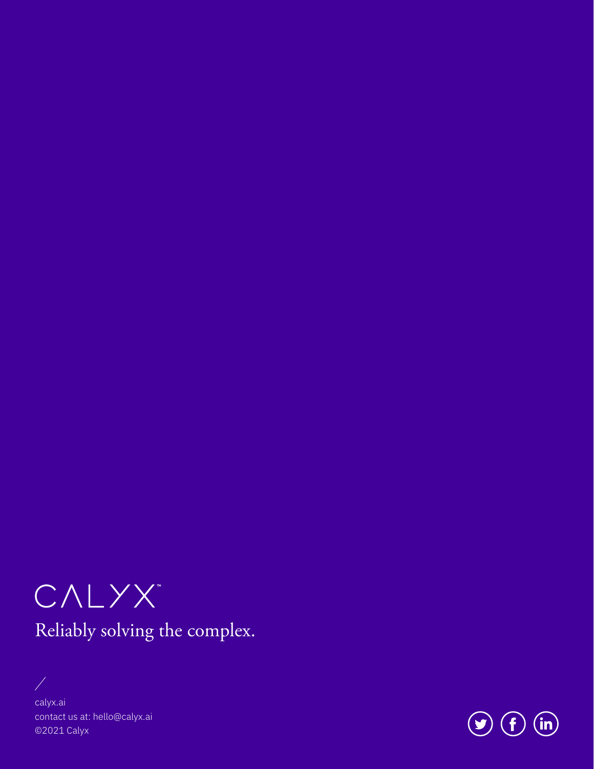CALYX™

Reliably solving the complex.

calyx.ai
contact us at: hello@calyx.ai
©2021 Calyx